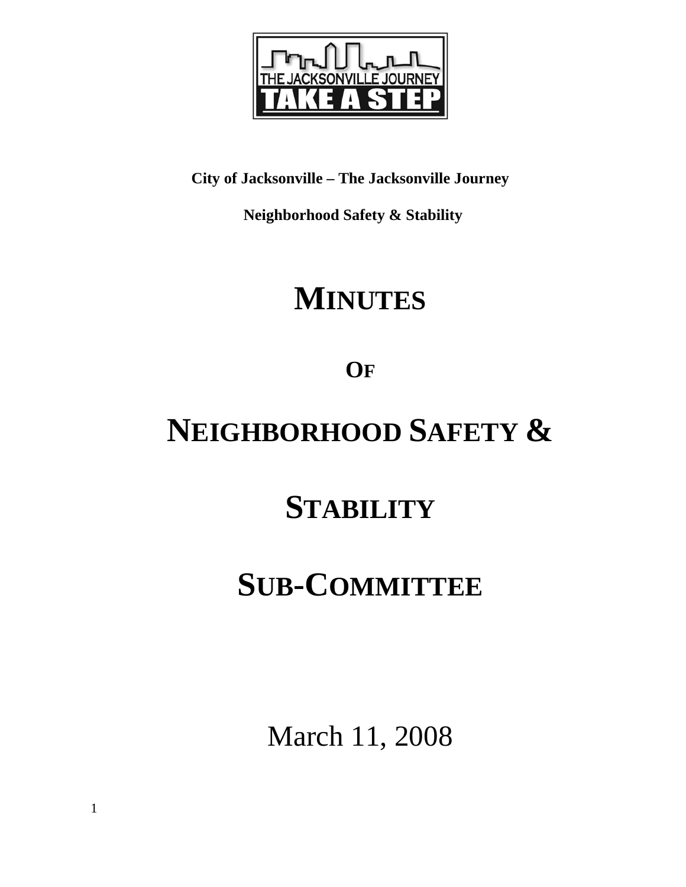**City of Jacksonville – The Jacksonville Journey**

**Neighborhood Safety & Stability**

# MINUTES

## OF

# NEIGHBORHOOD SAFETY & STABILITY SUB-COMMITTEE

March 11, 2008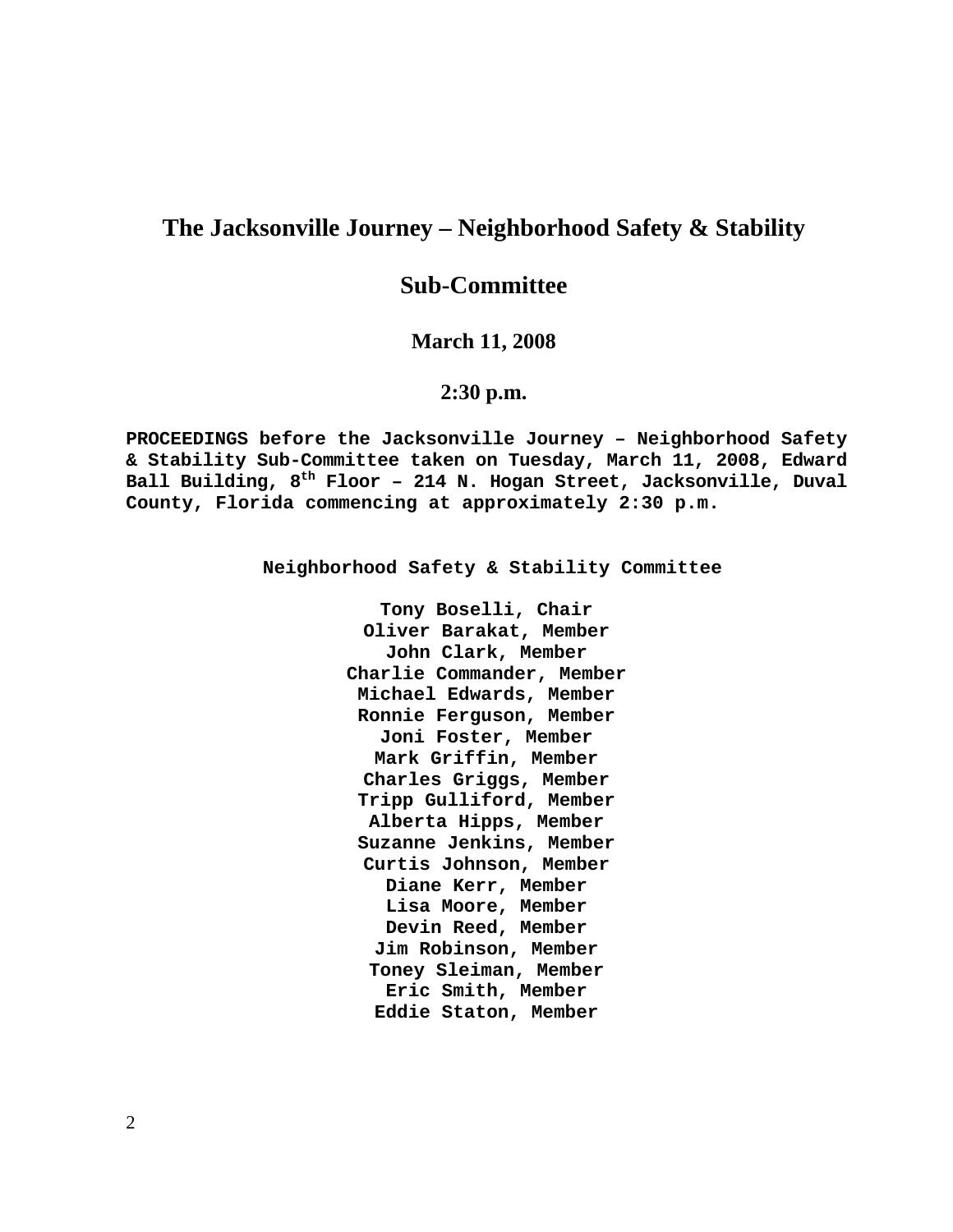# The Jacksonville Journey – Neighborhood Safety & Stability

# Sub-Committee

### March 11, 2008

### 2:30 p.m.

**PROCEEDINGS before the Jacksonville Journey – Neighborhood Safety & Stability Sub-Committee taken on Tuesday, March 11, 2008, Edward Ball Building, 8th Floor – 214 N. Hogan Street, Jacksonville, Duval County, Florida commencing at approximately 2:30 p.m.**

**Neighborhood Safety & Stability Committee**

**Tony Boselli, Chair**
**Oliver Barakat, Member**
**John Clark, Member**
**Charlie Commander, Member**
**Michael Edwards, Member**
**Ronnie Ferguson, Member**
**Joni Foster, Member**
**Mark Griffin, Member**
**Charles Griggs, Member**
**Tripp Gulliford, Member**
**Alberta Hipps, Member**
**Suzanne Jenkins, Member**
**Curtis Johnson, Member**
**Diane Kerr, Member**
**Lisa Moore, Member**
**Devin Reed, Member**
**Jim Robinson, Member**
**Toney Sleiman, Member**
**Eric Smith, Member**
**Eddie Staton, Member**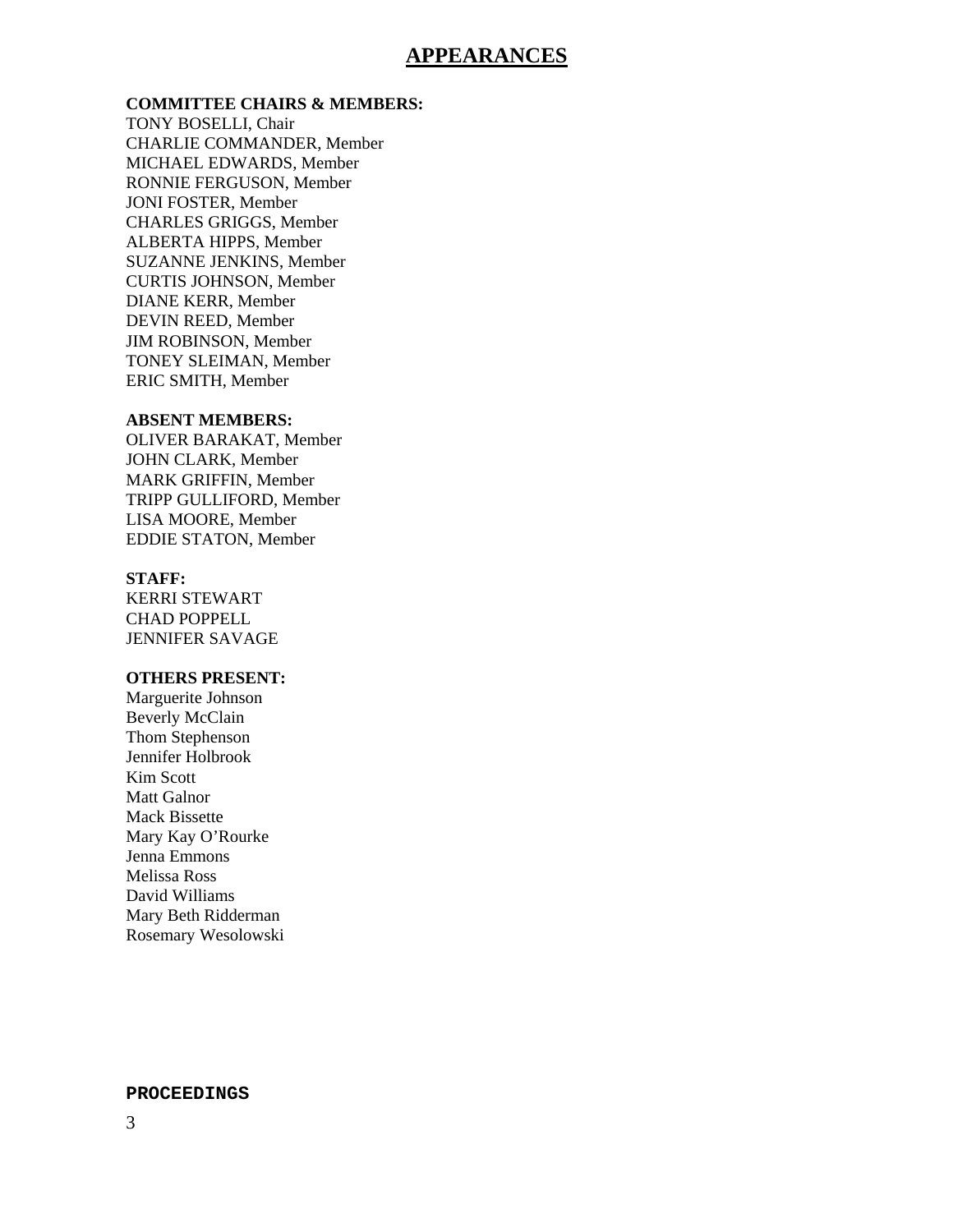# APPEARANCES

**COMMITTEE CHAIRS & MEMBERS:**

TONY BOSELLI, Chair
CHARLIE COMMANDER, Member
MICHAEL EDWARDS, Member
RONNIE FERGUSON, Member
JONI FOSTER, Member
CHARLES GRIGGS, Member
ALBERTA HIPPS, Member
SUZANNE JENKINS, Member
CURTIS JOHNSON, Member
DIANE KERR, Member
DEVIN REED, Member
JIM ROBINSON, Member
TONEY SLEIMAN, Member
ERIC SMITH, Member

**ABSENT MEMBERS:**

OLIVER BARAKAT, Member
JOHN CLARK, Member
MARK GRIFFIN, Member
TRIPP GULLIFORD, Member
LISA MOORE, Member
EDDIE STATON, Member

**STAFF:**

KERRI STEWART
CHAD POPPELL
JENNIFER SAVAGE

**OTHERS PRESENT:**

Marguerite Johnson
Beverly McClain
Thom Stephenson
Jennifer Holbrook
Kim Scott
Matt Galnor
Mack Bissette
Mary Kay O'Rourke
Jenna Emmons
Melissa Ross
David Williams
Mary Beth Ridderman
Rosemary Wesolowski

**PROCEEDINGS**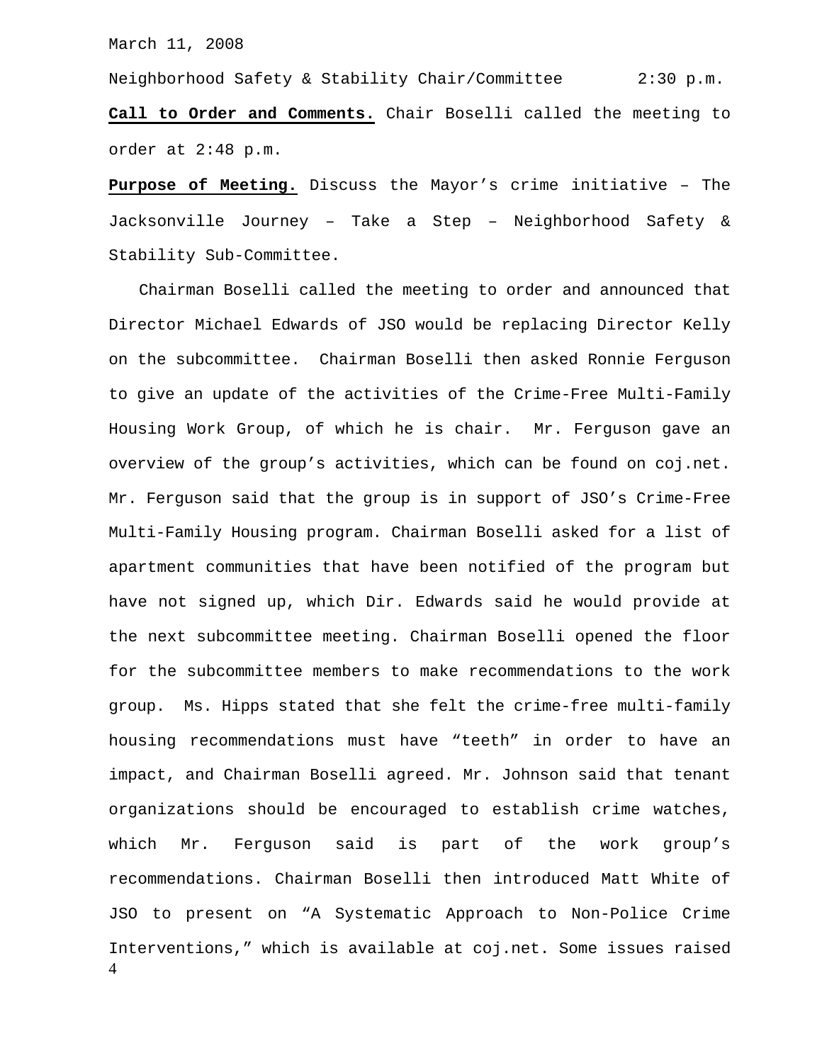March 11, 2008

Neighborhood Safety & Stability Chair/Committee 2:30 p.m.

**Call to Order and Comments.** Chair Boselli called the meeting to order at 2:48 p.m.

**Purpose of Meeting.** Discuss the Mayor's crime initiative – The Jacksonville Journey – Take a Step – Neighborhood Safety & Stability Sub-Committee.

Chairman Boselli called the meeting to order and announced that Director Michael Edwards of JSO would be replacing Director Kelly on the subcommittee. Chairman Boselli then asked Ronnie Ferguson to give an update of the activities of the Crime-Free Multi-Family Housing Work Group, of which he is chair. Mr. Ferguson gave an overview of the group's activities, which can be found on coj.net. Mr. Ferguson said that the group is in support of JSO's Crime-Free Multi-Family Housing program. Chairman Boselli asked for a list of apartment communities that have been notified of the program but have not signed up, which Dir. Edwards said he would provide at the next subcommittee meeting. Chairman Boselli opened the floor for the subcommittee members to make recommendations to the work group. Ms. Hipps stated that she felt the crime-free multi-family housing recommendations must have "teeth" in order to have an impact, and Chairman Boselli agreed. Mr. Johnson said that tenant organizations should be encouraged to establish crime watches, which Mr. Ferguson said is part of the work group's recommendations. Chairman Boselli then introduced Matt White of JSO to present on "A Systematic Approach to Non-Police Crime Interventions," which is available at coj.net. Some issues raised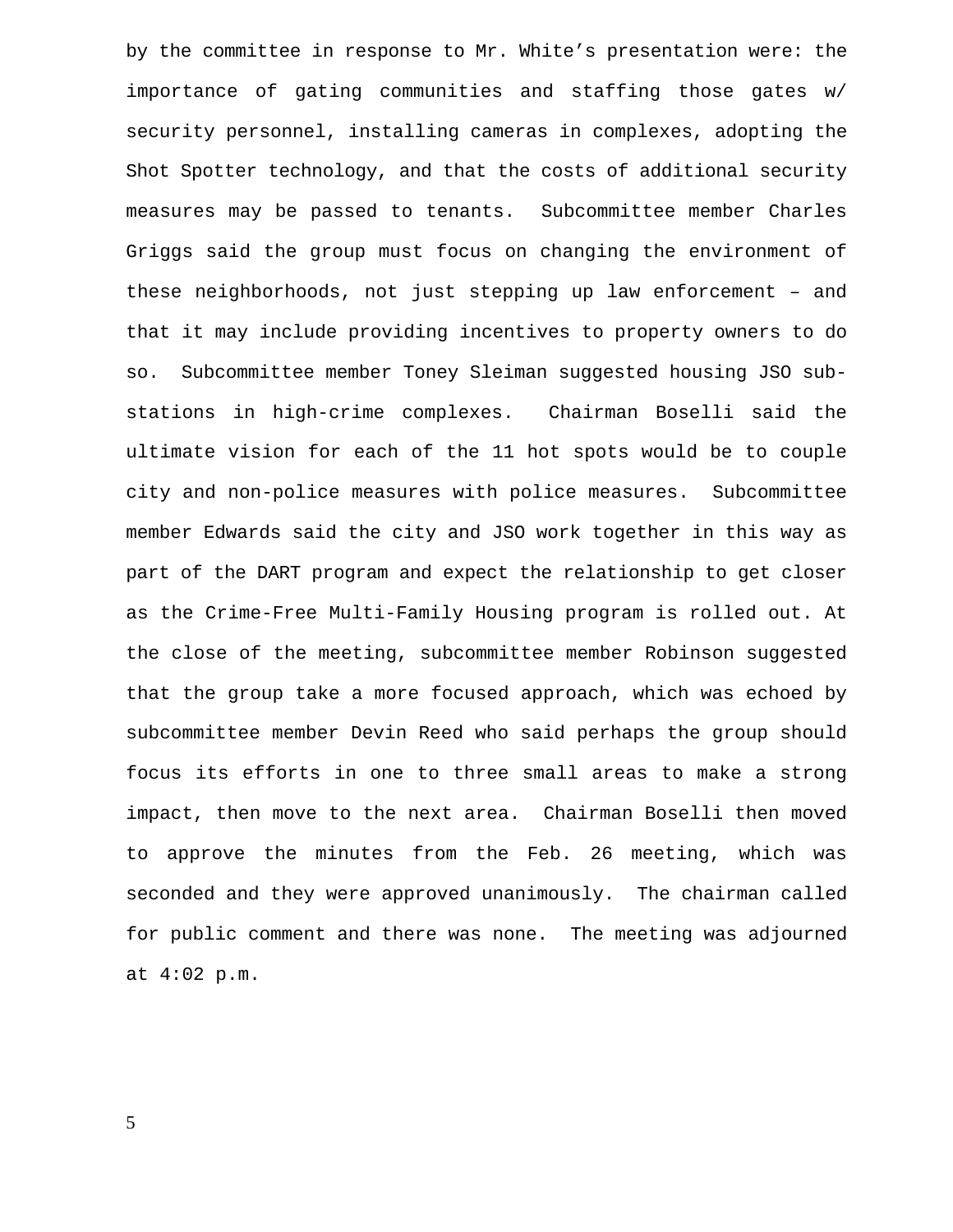by the committee in response to Mr. White's presentation were: the importance of gating communities and staffing those gates w/ security personnel, installing cameras in complexes, adopting the Shot Spotter technology, and that the costs of additional security measures may be passed to tenants. Subcommittee member Charles Griggs said the group must focus on changing the environment of these neighborhoods, not just stepping up law enforcement – and that it may include providing incentives to property owners to do so. Subcommittee member Toney Sleiman suggested housing JSO sub-stations in high-crime complexes. Chairman Boselli said the ultimate vision for each of the 11 hot spots would be to couple city and non-police measures with police measures. Subcommittee member Edwards said the city and JSO work together in this way as part of the DART program and expect the relationship to get closer as the Crime-Free Multi-Family Housing program is rolled out. At the close of the meeting, subcommittee member Robinson suggested that the group take a more focused approach, which was echoed by subcommittee member Devin Reed who said perhaps the group should focus its efforts in one to three small areas to make a strong impact, then move to the next area. Chairman Boselli then moved to approve the minutes from the Feb. 26 meeting, which was seconded and they were approved unanimously. The chairman called for public comment and there was none. The meeting was adjourned at 4:02 p.m.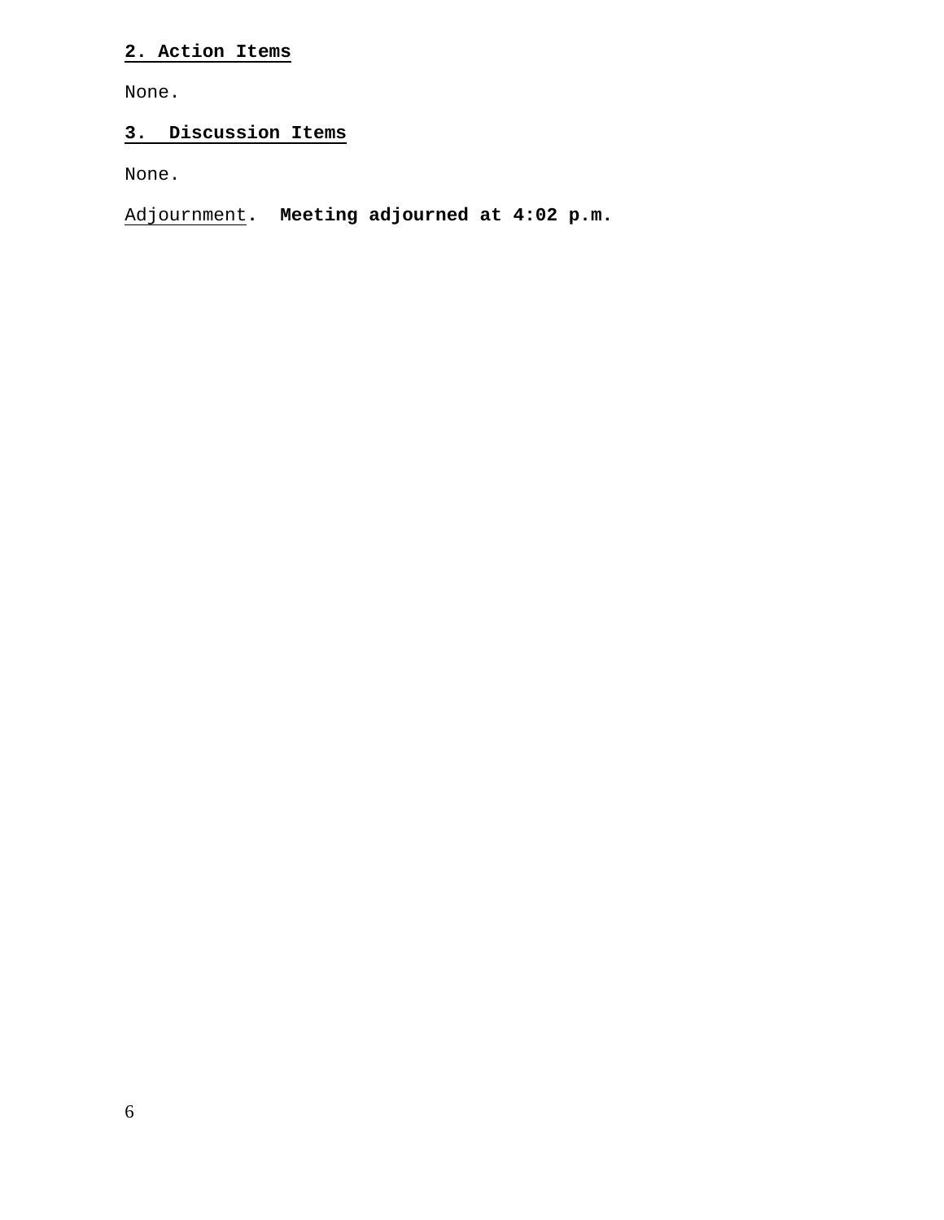**2. Action Items**

None.

**3.  Discussion Items**

None.

Adjournment.  **Meeting adjourned at 4:02 p.m.**